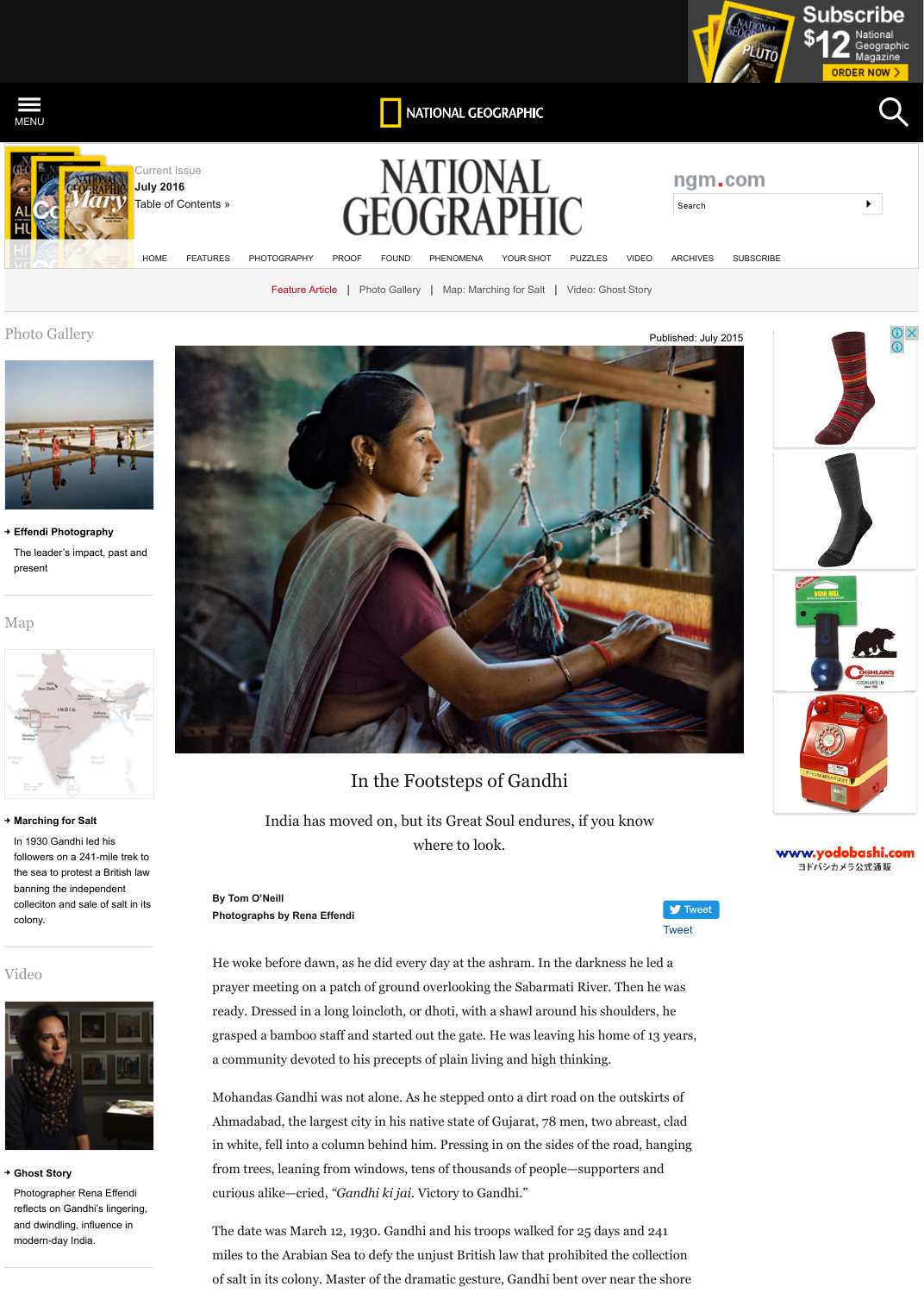# In the Footsteps of Gandhi

India has moved on, but its Great Soul endures, if you know where to look.

Published: July 2015

**By Tom O'Neill**
**Photographs by Rena Effendi**

He woke before dawn, as he did every day at the ashram. In the darkness he led a prayer meeting on a patch of ground overlooking the Sabarmati River. Then he was ready. Dressed in a long loincloth, or dhoti, with a shawl around his shoulders, he grasped a bamboo staff and started out the gate. He was leaving his home of 13 years, a community devoted to his precepts of plain living and high thinking.

Mohandas Gandhi was not alone. As he stepped onto a dirt road on the outskirts of Ahmadabad, the largest city in his native state of Gujarat, 78 men, two abreast, clad in white, fell into a column behind him. Pressing in on the sides of the road, hanging from trees, leaning from windows, tens of thousands of people—supporters and curious alike—cried, *"Gandhi ki jai.* Victory to Gandhi."

The date was March 12, 1930. Gandhi and his troops walked for 25 days and 241 miles to the Arabian Sea to defy the unjust British law that prohibited the collection of salt in its colony. Master of the dramatic gesture, Gandhi bent over near the shore

---

**Photo Gallery**

**Effendi Photography**

The leader's impact, past and present

**Map**

**Marching for Salt**

In 1930 Gandhi led his followers on a 241-mile trek to the sea to protest a British law banning the independent colleciton and sale of salt in its colony.

**Video**

**Ghost Story**

Photographer Rena Effendi reflects on Gandhi's lingering, and dwindling, influence in modern-day India.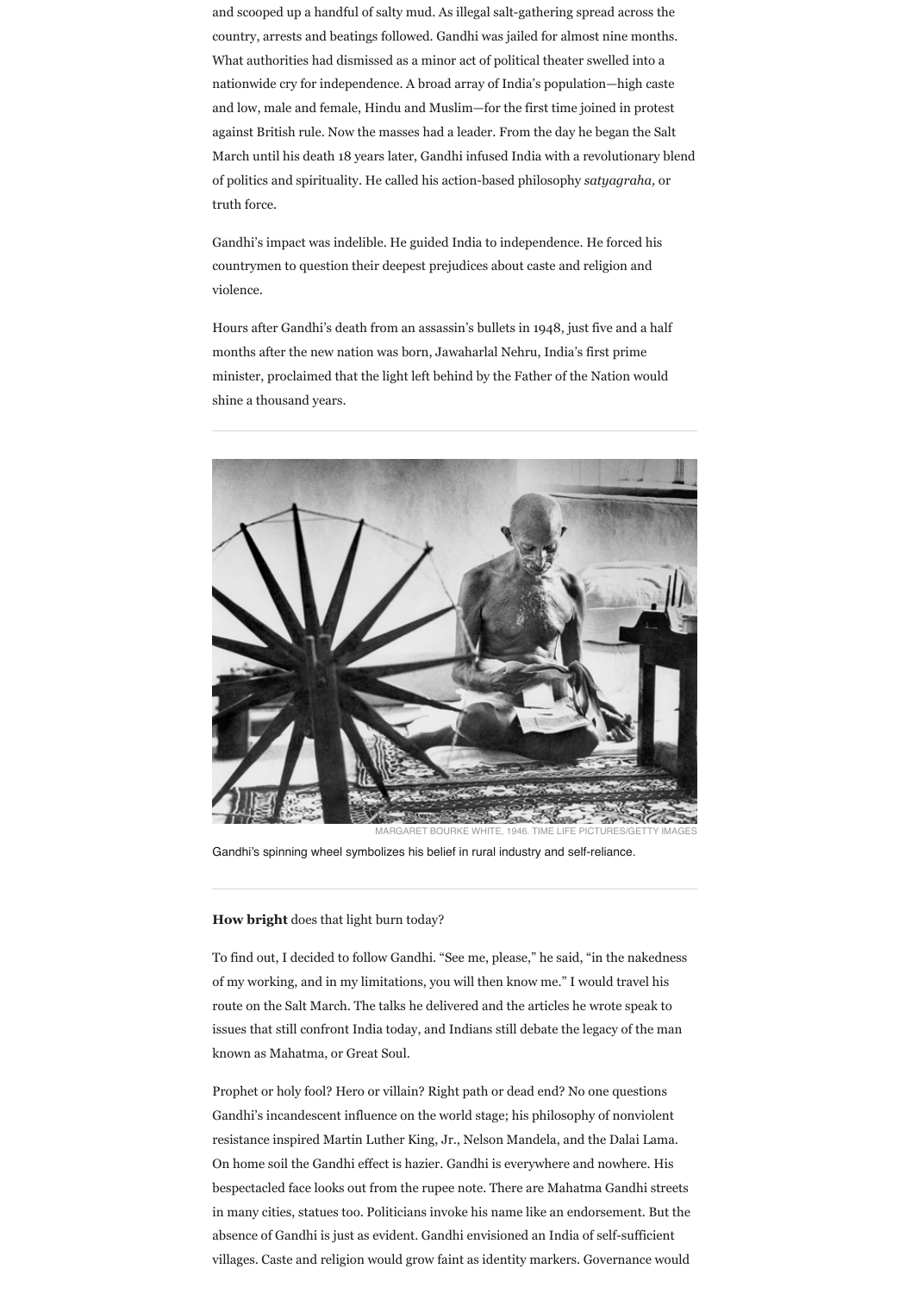and scooped up a handful of salty mud. As illegal salt-gathering spread across the country, arrests and beatings followed. Gandhi was jailed for almost nine months. What authorities had dismissed as a minor act of political theater swelled into a nationwide cry for independence. A broad array of India's population—high caste and low, male and female, Hindu and Muslim—for the first time joined in protest against British rule. Now the masses had a leader. From the day he began the Salt March until his death 18 years later, Gandhi infused India with a revolutionary blend of politics and spirituality. He called his action-based philosophy *satyagraha,* or truth force.

Gandhi's impact was indelible. He guided India to independence. He forced his countrymen to question their deepest prejudices about caste and religion and violence.

Hours after Gandhi's death from an assassin's bullets in 1948, just five and a half months after the new nation was born, Jawaharlal Nehru, India's first prime minister, proclaimed that the light left behind by the Father of the Nation would shine a thousand years.

---

MARGARET BOURKE WHITE, 1946. TIME LIFE PICTURES/GETTY IMAGES

Gandhi's spinning wheel symbolizes his belief in rural industry and self-reliance.

---

**How bright** does that light burn today?

To find out, I decided to follow Gandhi. "See me, please," he said, "in the nakedness of my working, and in my limitations, you will then know me." I would travel his route on the Salt March. The talks he delivered and the articles he wrote speak to issues that still confront India today, and Indians still debate the legacy of the man known as Mahatma, or Great Soul.

Prophet or holy fool? Hero or villain? Right path or dead end? No one questions Gandhi's incandescent influence on the world stage; his philosophy of nonviolent resistance inspired Martin Luther King, Jr., Nelson Mandela, and the Dalai Lama. On home soil the Gandhi effect is hazier. Gandhi is everywhere and nowhere. His bespectacled face looks out from the rupee note. There are Mahatma Gandhi streets in many cities, statues too. Politicians invoke his name like an endorsement. But the absence of Gandhi is just as evident. Gandhi envisioned an India of self-sufficient villages. Caste and religion would grow faint as identity markers. Governance would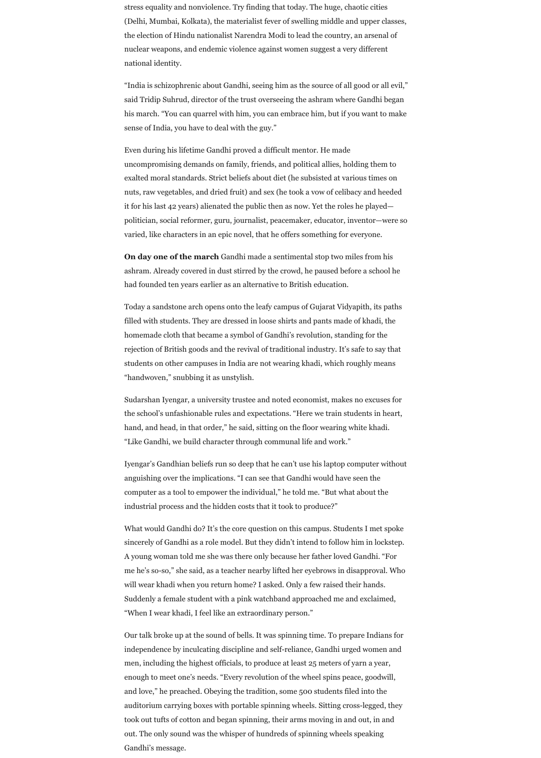stress equality and nonviolence. Try finding that today. The huge, chaotic cities (Delhi, Mumbai, Kolkata), the materialist fever of swelling middle and upper classes, the election of Hindu nationalist Narendra Modi to lead the country, an arsenal of nuclear weapons, and endemic violence against women suggest a very different national identity.

“India is schizophrenic about Gandhi, seeing him as the source of all good or all evil,” said Tridip Suhrud, director of the trust overseeing the ashram where Gandhi began his march. “You can quarrel with him, you can embrace him, but if you want to make sense of India, you have to deal with the guy.”

Even during his lifetime Gandhi proved a difficult mentor. He made uncompromising demands on family, friends, and political allies, holding them to exalted moral standards. Strict beliefs about diet (he subsisted at various times on nuts, raw vegetables, and dried fruit) and sex (he took a vow of celibacy and heeded it for his last 42 years) alienated the public then as now. Yet the roles he played—politician, social reformer, guru, journalist, peacemaker, educator, inventor—were so varied, like characters in an epic novel, that he offers something for everyone.

**On day one of the march** Gandhi made a sentimental stop two miles from his ashram. Already covered in dust stirred by the crowd, he paused before a school he had founded ten years earlier as an alternative to British education.

Today a sandstone arch opens onto the leafy campus of Gujarat Vidyapith, its paths filled with students. They are dressed in loose shirts and pants made of khadi, the homemade cloth that became a symbol of Gandhi’s revolution, standing for the rejection of British goods and the revival of traditional industry. It’s safe to say that students on other campuses in India are not wearing khadi, which roughly means “handwoven,” snubbing it as unstylish.

Sudarshan Iyengar, a university trustee and noted economist, makes no excuses for the school’s unfashionable rules and expectations. “Here we train students in heart, hand, and head, in that order,” he said, sitting on the floor wearing white khadi. “Like Gandhi, we build character through communal life and work.”

Iyengar’s Gandhian beliefs run so deep that he can’t use his laptop computer without anguishing over the implications. “I can see that Gandhi would have seen the computer as a tool to empower the individual,” he told me. “But what about the industrial process and the hidden costs that it took to produce?”

What would Gandhi do? It’s the core question on this campus. Students I met spoke sincerely of Gandhi as a role model. But they didn’t intend to follow him in lockstep. A young woman told me she was there only because her father loved Gandhi. “For me he’s so-so,” she said, as a teacher nearby lifted her eyebrows in disapproval. Who will wear khadi when you return home? I asked. Only a few raised their hands. Suddenly a female student with a pink watchband approached me and exclaimed, “When I wear khadi, I feel like an extraordinary person.”

Our talk broke up at the sound of bells. It was spinning time. To prepare Indians for independence by inculcating discipline and self-reliance, Gandhi urged women and men, including the highest officials, to produce at least 25 meters of yarn a year, enough to meet one’s needs. “Every revolution of the wheel spins peace, goodwill, and love,” he preached. Obeying the tradition, some 500 students filed into the auditorium carrying boxes with portable spinning wheels. Sitting cross-legged, they took out tufts of cotton and began spinning, their arms moving in and out, in and out. The only sound was the whisper of hundreds of spinning wheels speaking Gandhi’s message.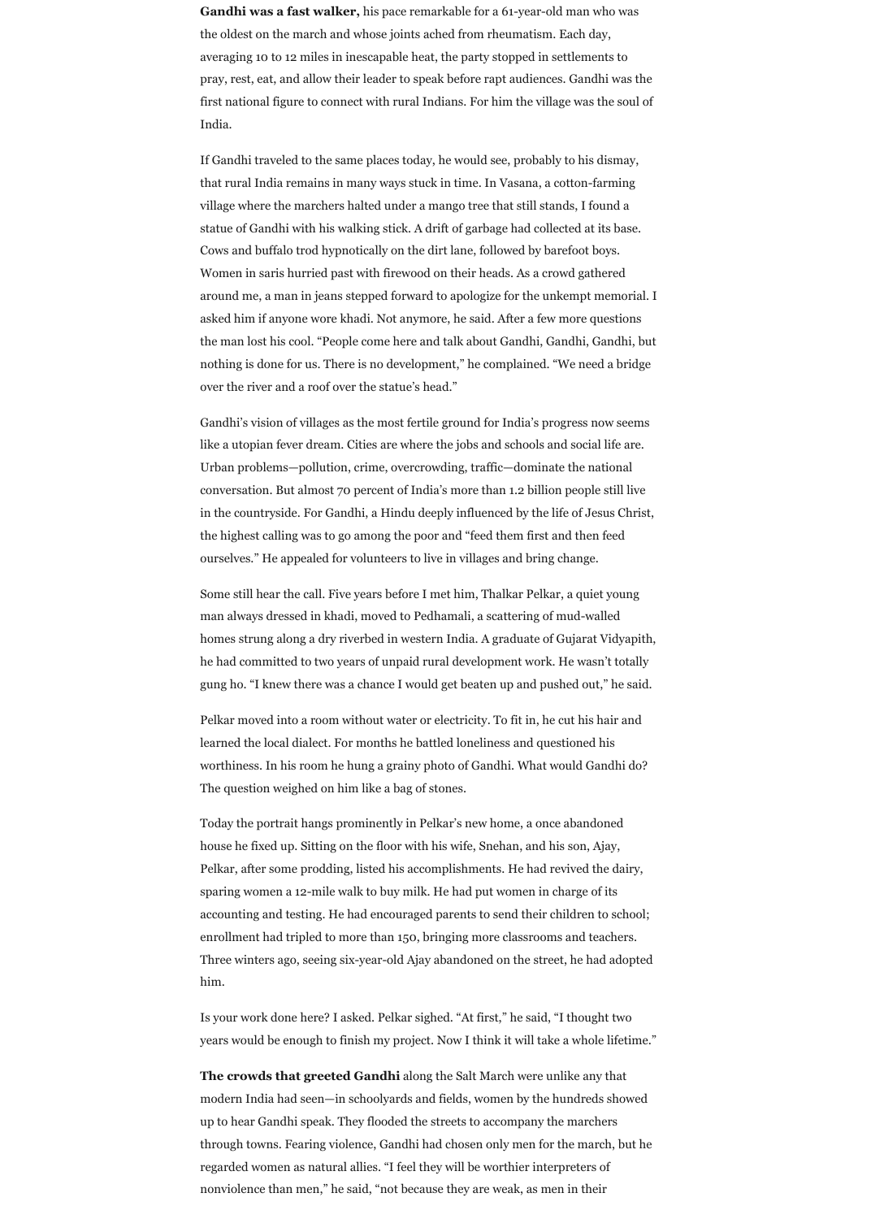**Gandhi was a fast walker,** his pace remarkable for a 61-year-old man who was the oldest on the march and whose joints ached from rheumatism. Each day, averaging 10 to 12 miles in inescapable heat, the party stopped in settlements to pray, rest, eat, and allow their leader to speak before rapt audiences. Gandhi was the first national figure to connect with rural Indians. For him the village was the soul of India.

If Gandhi traveled to the same places today, he would see, probably to his dismay, that rural India remains in many ways stuck in time. In Vasana, a cotton-farming village where the marchers halted under a mango tree that still stands, I found a statue of Gandhi with his walking stick. A drift of garbage had collected at its base. Cows and buffalo trod hypnotically on the dirt lane, followed by barefoot boys. Women in saris hurried past with firewood on their heads. As a crowd gathered around me, a man in jeans stepped forward to apologize for the unkempt memorial. I asked him if anyone wore khadi. Not anymore, he said. After a few more questions the man lost his cool. "People come here and talk about Gandhi, Gandhi, Gandhi, but nothing is done for us. There is no development," he complained. "We need a bridge over the river and a roof over the statue's head."

Gandhi's vision of villages as the most fertile ground for India's progress now seems like a utopian fever dream. Cities are where the jobs and schools and social life are. Urban problems—pollution, crime, overcrowding, traffic—dominate the national conversation. But almost 70 percent of India's more than 1.2 billion people still live in the countryside. For Gandhi, a Hindu deeply influenced by the life of Jesus Christ, the highest calling was to go among the poor and "feed them first and then feed ourselves." He appealed for volunteers to live in villages and bring change.

Some still hear the call. Five years before I met him, Thalkar Pelkar, a quiet young man always dressed in khadi, moved to Pedhamali, a scattering of mud-walled homes strung along a dry riverbed in western India. A graduate of Gujarat Vidyapith, he had committed to two years of unpaid rural development work. He wasn't totally gung ho. "I knew there was a chance I would get beaten up and pushed out," he said.

Pelkar moved into a room without water or electricity. To fit in, he cut his hair and learned the local dialect. For months he battled loneliness and questioned his worthiness. In his room he hung a grainy photo of Gandhi. What would Gandhi do? The question weighed on him like a bag of stones.

Today the portrait hangs prominently in Pelkar's new home, a once abandoned house he fixed up. Sitting on the floor with his wife, Snehan, and his son, Ajay, Pelkar, after some prodding, listed his accomplishments. He had revived the dairy, sparing women a 12-mile walk to buy milk. He had put women in charge of its accounting and testing. He had encouraged parents to send their children to school; enrollment had tripled to more than 150, bringing more classrooms and teachers. Three winters ago, seeing six-year-old Ajay abandoned on the street, he had adopted him.

Is your work done here? I asked. Pelkar sighed. "At first," he said, "I thought two years would be enough to finish my project. Now I think it will take a whole lifetime."

**The crowds that greeted Gandhi** along the Salt March were unlike any that modern India had seen—in schoolyards and fields, women by the hundreds showed up to hear Gandhi speak. They flooded the streets to accompany the marchers through towns. Fearing violence, Gandhi had chosen only men for the march, but he regarded women as natural allies. "I feel they will be worthier interpreters of nonviolence than men," he said, "not because they are weak, as men in their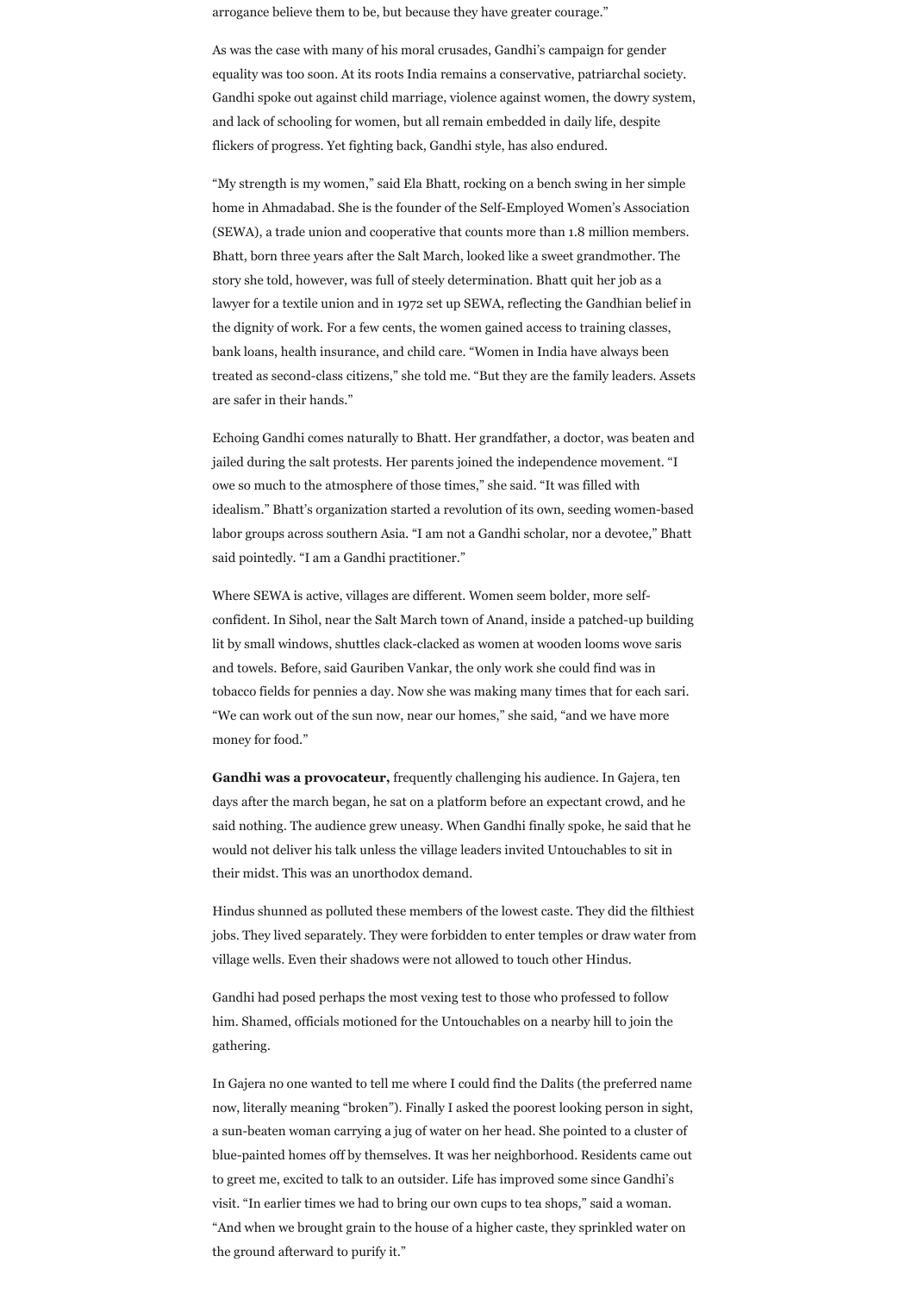arrogance believe them to be, but because they have greater courage."

As was the case with many of his moral crusades, Gandhi's campaign for gender equality was too soon. At its roots India remains a conservative, patriarchal society. Gandhi spoke out against child marriage, violence against women, the dowry system, and lack of schooling for women, but all remain embedded in daily life, despite flickers of progress. Yet fighting back, Gandhi style, has also endured.

"My strength is my women," said Ela Bhatt, rocking on a bench swing in her simple home in Ahmadabad. She is the founder of the Self-Employed Women's Association (SEWA), a trade union and cooperative that counts more than 1.8 million members. Bhatt, born three years after the Salt March, looked like a sweet grandmother. The story she told, however, was full of steely determination. Bhatt quit her job as a lawyer for a textile union and in 1972 set up SEWA, reflecting the Gandhian belief in the dignity of work. For a few cents, the women gained access to training classes, bank loans, health insurance, and child care. "Women in India have always been treated as second-class citizens," she told me. "But they are the family leaders. Assets are safer in their hands."

Echoing Gandhi comes naturally to Bhatt. Her grandfather, a doctor, was beaten and jailed during the salt protests. Her parents joined the independence movement. "I owe so much to the atmosphere of those times," she said. "It was filled with idealism." Bhatt's organization started a revolution of its own, seeding women-based labor groups across southern Asia. "I am not a Gandhi scholar, nor a devotee," Bhatt said pointedly. "I am a Gandhi practitioner."

Where SEWA is active, villages are different. Women seem bolder, more self-confident. In Sihol, near the Salt March town of Anand, inside a patched-up building lit by small windows, shuttles clack-clacked as women at wooden looms wove saris and towels. Before, said Gauriben Vankar, the only work she could find was in tobacco fields for pennies a day. Now she was making many times that for each sari. "We can work out of the sun now, near our homes," she said, "and we have more money for food."

**Gandhi was a provocateur,** frequently challenging his audience. In Gajera, ten days after the march began, he sat on a platform before an expectant crowd, and he said nothing. The audience grew uneasy. When Gandhi finally spoke, he said that he would not deliver his talk unless the village leaders invited Untouchables to sit in their midst. This was an unorthodox demand.

Hindus shunned as polluted these members of the lowest caste. They did the filthiest jobs. They lived separately. They were forbidden to enter temples or draw water from village wells. Even their shadows were not allowed to touch other Hindus.

Gandhi had posed perhaps the most vexing test to those who professed to follow him. Shamed, officials motioned for the Untouchables on a nearby hill to join the gathering.

In Gajera no one wanted to tell me where I could find the Dalits (the preferred name now, literally meaning "broken"). Finally I asked the poorest looking person in sight, a sun-beaten woman carrying a jug of water on her head. She pointed to a cluster of blue-painted homes off by themselves. It was her neighborhood. Residents came out to greet me, excited to talk to an outsider. Life has improved some since Gandhi's visit. "In earlier times we had to bring our own cups to tea shops," said a woman. "And when we brought grain to the house of a higher caste, they sprinkled water on the ground afterward to purify it."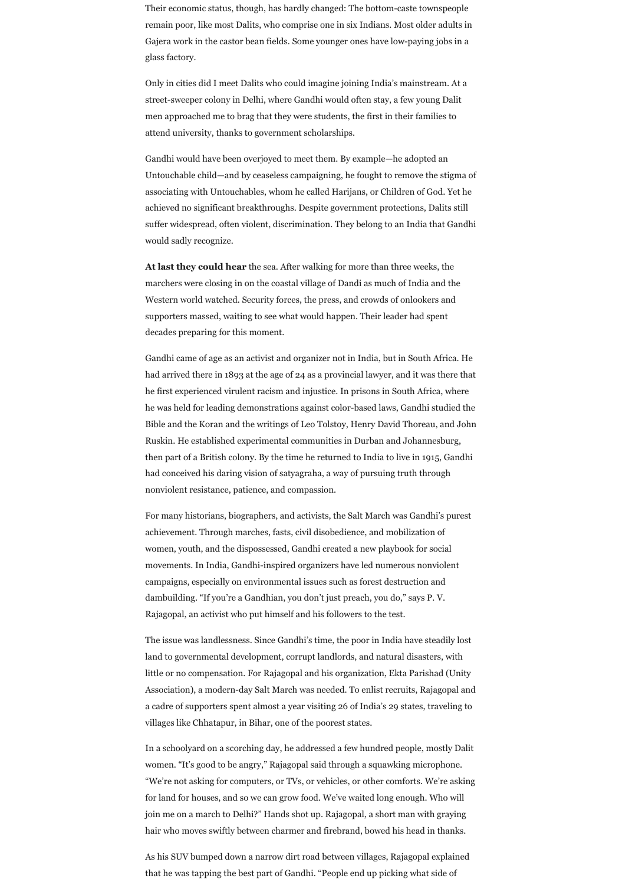Their economic status, though, has hardly changed: The bottom-caste townspeople remain poor, like most Dalits, who comprise one in six Indians. Most older adults in Gajera work in the castor bean fields. Some younger ones have low-paying jobs in a glass factory.

Only in cities did I meet Dalits who could imagine joining India's mainstream. At a street-sweeper colony in Delhi, where Gandhi would often stay, a few young Dalit men approached me to brag that they were students, the first in their families to attend university, thanks to government scholarships.

Gandhi would have been overjoyed to meet them. By example—he adopted an Untouchable child—and by ceaseless campaigning, he fought to remove the stigma of associating with Untouchables, whom he called Harijans, or Children of God. Yet he achieved no significant breakthroughs. Despite government protections, Dalits still suffer widespread, often violent, discrimination. They belong to an India that Gandhi would sadly recognize.

**At last they could hear** the sea. After walking for more than three weeks, the marchers were closing in on the coastal village of Dandi as much of India and the Western world watched. Security forces, the press, and crowds of onlookers and supporters massed, waiting to see what would happen. Their leader had spent decades preparing for this moment.

Gandhi came of age as an activist and organizer not in India, but in South Africa. He had arrived there in 1893 at the age of 24 as a provincial lawyer, and it was there that he first experienced virulent racism and injustice. In prisons in South Africa, where he was held for leading demonstrations against color-based laws, Gandhi studied the Bible and the Koran and the writings of Leo Tolstoy, Henry David Thoreau, and John Ruskin. He established experimental communities in Durban and Johannesburg, then part of a British colony. By the time he returned to India to live in 1915, Gandhi had conceived his daring vision of satyagraha, a way of pursuing truth through nonviolent resistance, patience, and compassion.

For many historians, biographers, and activists, the Salt March was Gandhi's purest achievement. Through marches, fasts, civil disobedience, and mobilization of women, youth, and the dispossessed, Gandhi created a new playbook for social movements. In India, Gandhi-inspired organizers have led numerous nonviolent campaigns, especially on environmental issues such as forest destruction and dambuilding. "If you're a Gandhian, you don't just preach, you do," says P. V. Rajagopal, an activist who put himself and his followers to the test.

The issue was landlessness. Since Gandhi's time, the poor in India have steadily lost land to governmental development, corrupt landlords, and natural disasters, with little or no compensation. For Rajagopal and his organization, Ekta Parishad (Unity Association), a modern-day Salt March was needed. To enlist recruits, Rajagopal and a cadre of supporters spent almost a year visiting 26 of India's 29 states, traveling to villages like Chhatapur, in Bihar, one of the poorest states.

In a schoolyard on a scorching day, he addressed a few hundred people, mostly Dalit women. "It's good to be angry," Rajagopal said through a squawking microphone. "We're not asking for computers, or TVs, or vehicles, or other comforts. We're asking for land for houses, and so we can grow food. We've waited long enough. Who will join me on a march to Delhi?" Hands shot up. Rajagopal, a short man with graying hair who moves swiftly between charmer and firebrand, bowed his head in thanks.

As his SUV bumped down a narrow dirt road between villages, Rajagopal explained that he was tapping the best part of Gandhi. "People end up picking what side of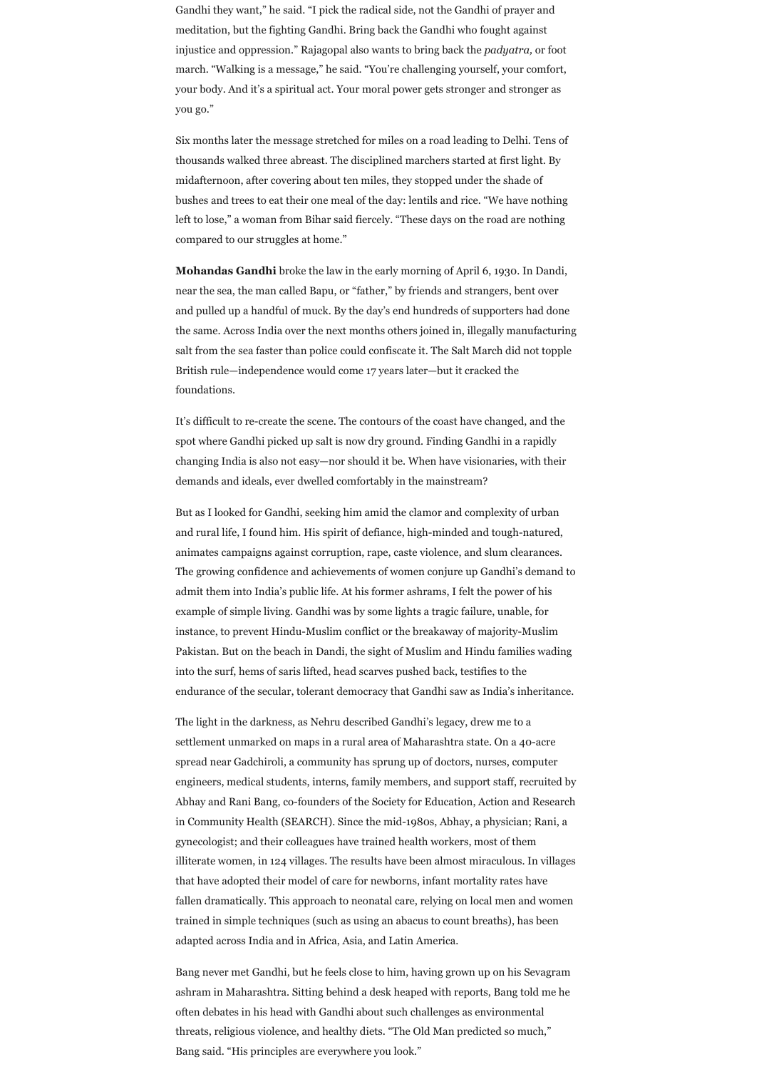Gandhi they want," he said. "I pick the radical side, not the Gandhi of prayer and meditation, but the fighting Gandhi. Bring back the Gandhi who fought against injustice and oppression." Rajagopal also wants to bring back the *padyatra,* or foot march. "Walking is a message," he said. "You're challenging yourself, your comfort, your body. And it's a spiritual act. Your moral power gets stronger and stronger as you go."

Six months later the message stretched for miles on a road leading to Delhi. Tens of thousands walked three abreast. The disciplined marchers started at first light. By midafternoon, after covering about ten miles, they stopped under the shade of bushes and trees to eat their one meal of the day: lentils and rice. "We have nothing left to lose," a woman from Bihar said fiercely. "These days on the road are nothing compared to our struggles at home."

**Mohandas Gandhi** broke the law in the early morning of April 6, 1930. In Dandi, near the sea, the man called Bapu, or "father," by friends and strangers, bent over and pulled up a handful of muck. By the day's end hundreds of supporters had done the same. Across India over the next months others joined in, illegally manufacturing salt from the sea faster than police could confiscate it. The Salt March did not topple British rule—independence would come 17 years later—but it cracked the foundations.

It's difficult to re-create the scene. The contours of the coast have changed, and the spot where Gandhi picked up salt is now dry ground. Finding Gandhi in a rapidly changing India is also not easy—nor should it be. When have visionaries, with their demands and ideals, ever dwelled comfortably in the mainstream?

But as I looked for Gandhi, seeking him amid the clamor and complexity of urban and rural life, I found him. His spirit of defiance, high-minded and tough-natured, animates campaigns against corruption, rape, caste violence, and slum clearances. The growing confidence and achievements of women conjure up Gandhi's demand to admit them into India's public life. At his former ashrams, I felt the power of his example of simple living. Gandhi was by some lights a tragic failure, unable, for instance, to prevent Hindu-Muslim conflict or the breakaway of majority-Muslim Pakistan. But on the beach in Dandi, the sight of Muslim and Hindu families wading into the surf, hems of saris lifted, head scarves pushed back, testifies to the endurance of the secular, tolerant democracy that Gandhi saw as India's inheritance.

The light in the darkness, as Nehru described Gandhi's legacy, drew me to a settlement unmarked on maps in a rural area of Maharashtra state. On a 40-acre spread near Gadchiroli, a community has sprung up of doctors, nurses, computer engineers, medical students, interns, family members, and support staff, recruited by Abhay and Rani Bang, co-founders of the Society for Education, Action and Research in Community Health (SEARCH). Since the mid-1980s, Abhay, a physician; Rani, a gynecologist; and their colleagues have trained health workers, most of them illiterate women, in 124 villages. The results have been almost miraculous. In villages that have adopted their model of care for newborns, infant mortality rates have fallen dramatically. This approach to neonatal care, relying on local men and women trained in simple techniques (such as using an abacus to count breaths), has been adapted across India and in Africa, Asia, and Latin America.

Bang never met Gandhi, but he feels close to him, having grown up on his Sevagram ashram in Maharashtra. Sitting behind a desk heaped with reports, Bang told me he often debates in his head with Gandhi about such challenges as environmental threats, religious violence, and healthy diets. "The Old Man predicted so much," Bang said. "His principles are everywhere you look."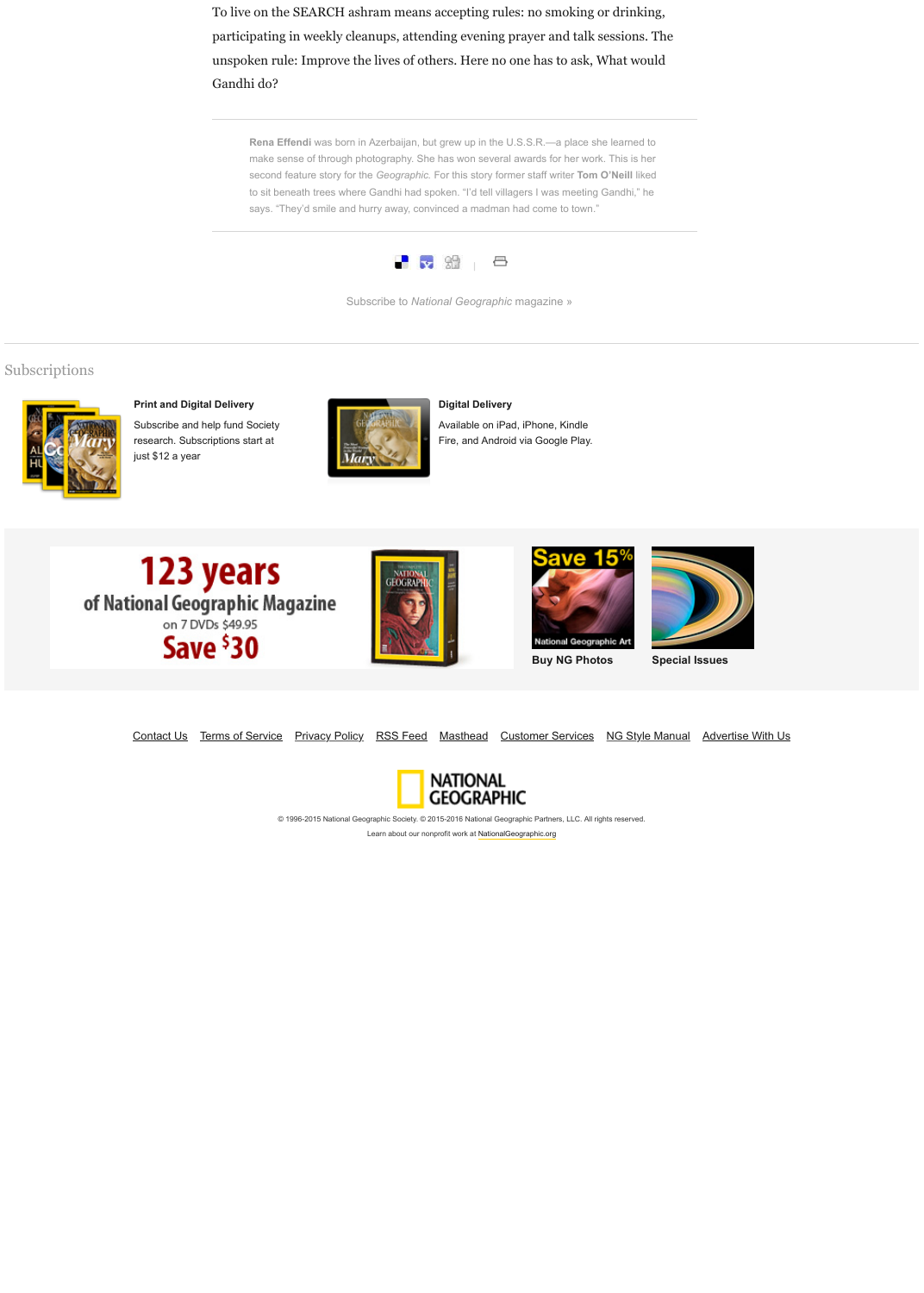To live on the SEARCH ashram means accepting rules: no smoking or drinking, participating in weekly cleanups, attending evening prayer and talk sessions. The unspoken rule: Improve the lives of others. Here no one has to ask, What would Gandhi do?

---

**Rena Effendi** was born in Azerbaijan, but grew up in the U.S.S.R.—a place she learned to make sense of through photography. She has won several awards for her work. This is her second feature story for the *Geographic*. For this story former staff writer **Tom O'Neill** liked to sit beneath trees where Gandhi had spoken. "I'd tell villagers I was meeting Gandhi," he says. "They'd smile and hurry away, convinced a madman had come to town."

---

Subscribe to *National Geographic* magazine »

## Subscriptions

**Print and Digital Delivery**

Subscribe and help fund Society research. Subscriptions start at just $12 a year

**Digital Delivery**

Available on iPad, iPhone, Kindle Fire, and Android via Google Play.

123 years of National Geographic Magazine on 7 DVDs $49.95 Save $30

Save 15%

**Buy NG Photos**

**Special Issues**

Contact Us Terms of Service Privacy Policy RSS Feed Masthead Customer Services NG Style Manual Advertise With Us

NATIONAL GEOGRAPHIC

© 1996-2015 National Geographic Society. © 2015-2016 National Geographic Partners, LLC. All rights reserved.

Learn about our nonprofit work at NationalGeographic.org